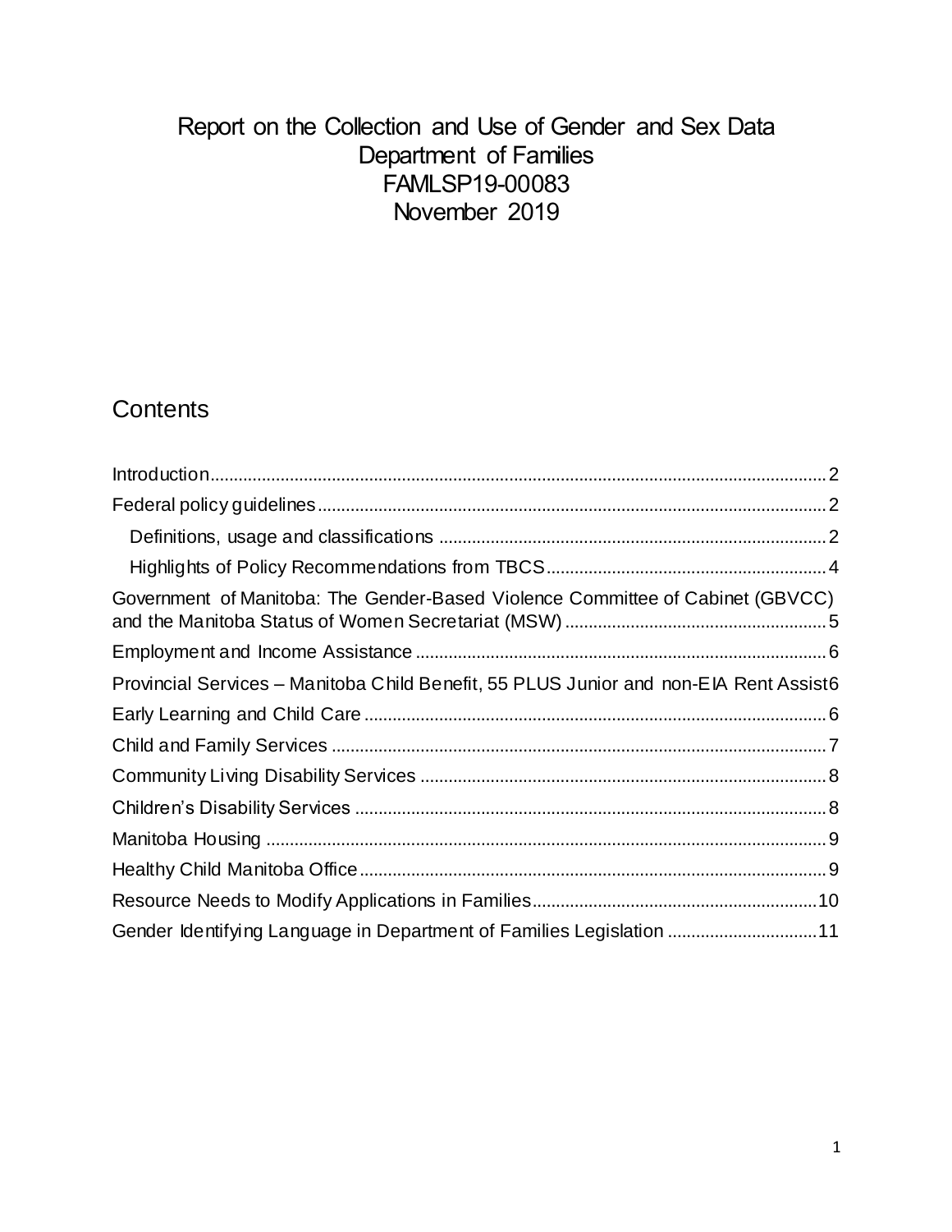# Report on the Collection and Use of Gender and Sex Data
# Department of Families
# FAMLSP19-00083
# November 2019

## Contents

- Introduction ........ 2
- Federal policy guidelines ........ 2
  - Definitions, usage and classifications ........ 2
  - Highlights of Policy Recommendations from TBCS ........ 4
- Government of Manitoba: The Gender-Based Violence Committee of Cabinet (GBVCC) and the Manitoba Status of Women Secretariat (MSW) ........ 5
- Employment and Income Assistance ........ 6
- Provincial Services – Manitoba Child Benefit, 55 PLUS Junior and non-EIA Rent Assist ........ 6
- Early Learning and Child Care ........ 6
- Child and Family Services ........ 7
- Community Living Disability Services ........ 8
- Children's Disability Services ........ 8
- Manitoba Housing ........ 9
- Healthy Child Manitoba Office ........ 9
- Resource Needs to Modify Applications in Families ........ 10
- Gender Identifying Language in Department of Families Legislation ........ 11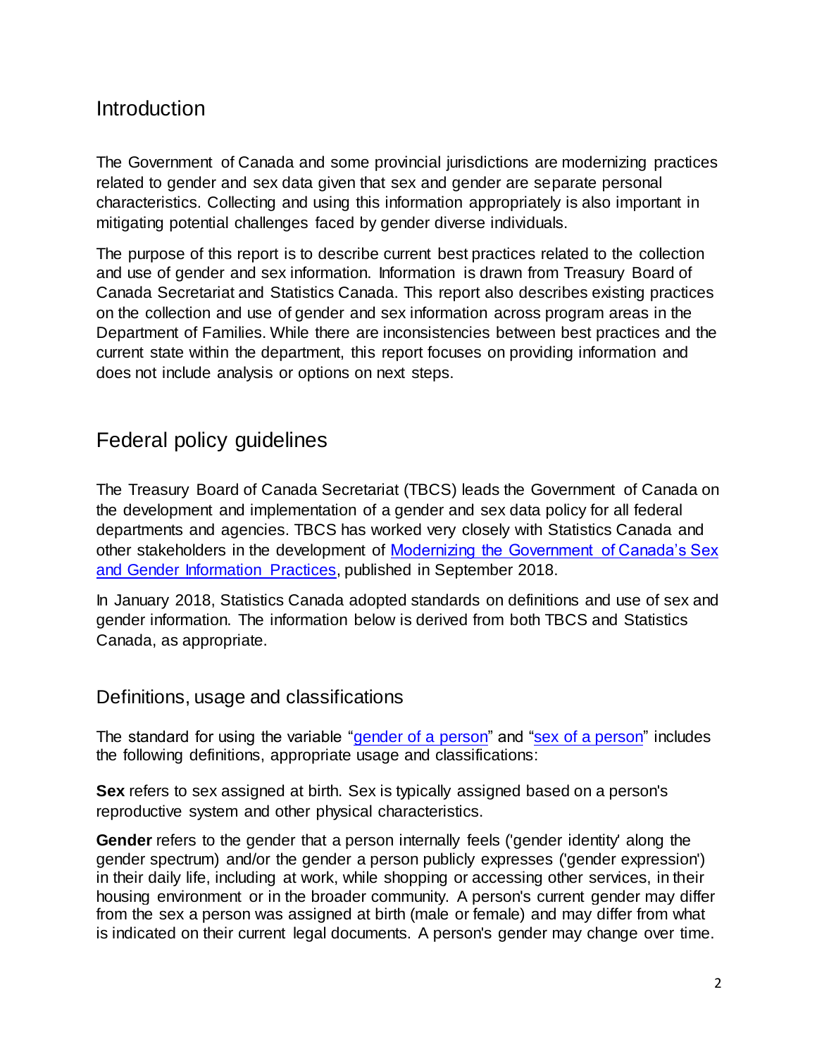## Introduction

The Government of Canada and some provincial jurisdictions are modernizing practices related to gender and sex data given that sex and gender are separate personal characteristics. Collecting and using this information appropriately is also important in mitigating potential challenges faced by gender diverse individuals.

The purpose of this report is to describe current best practices related to the collection and use of gender and sex information. Information is drawn from Treasury Board of Canada Secretariat and Statistics Canada. This report also describes existing practices on the collection and use of gender and sex information across program areas in the Department of Families. While there are inconsistencies between best practices and the current state within the department, this report focuses on providing information and does not include analysis or options on next steps.

## Federal policy guidelines

The Treasury Board of Canada Secretariat (TBCS) leads the Government of Canada on the development and implementation of a gender and sex data policy for all federal departments and agencies. TBCS has worked very closely with Statistics Canada and other stakeholders in the development of Modernizing the Government of Canada's Sex and Gender Information Practices, published in September 2018.

In January 2018, Statistics Canada adopted standards on definitions and use of sex and gender information. The information below is derived from both TBCS and Statistics Canada, as appropriate.

### Definitions, usage and classifications

The standard for using the variable "gender of a person" and "sex of a person" includes the following definitions, appropriate usage and classifications:

**Sex** refers to sex assigned at birth. Sex is typically assigned based on a person's reproductive system and other physical characteristics.

**Gender** refers to the gender that a person internally feels ('gender identity' along the gender spectrum) and/or the gender a person publicly expresses ('gender expression') in their daily life, including at work, while shopping or accessing other services, in their housing environment or in the broader community. A person's current gender may differ from the sex a person was assigned at birth (male or female) and may differ from what is indicated on their current legal documents. A person's gender may change over time.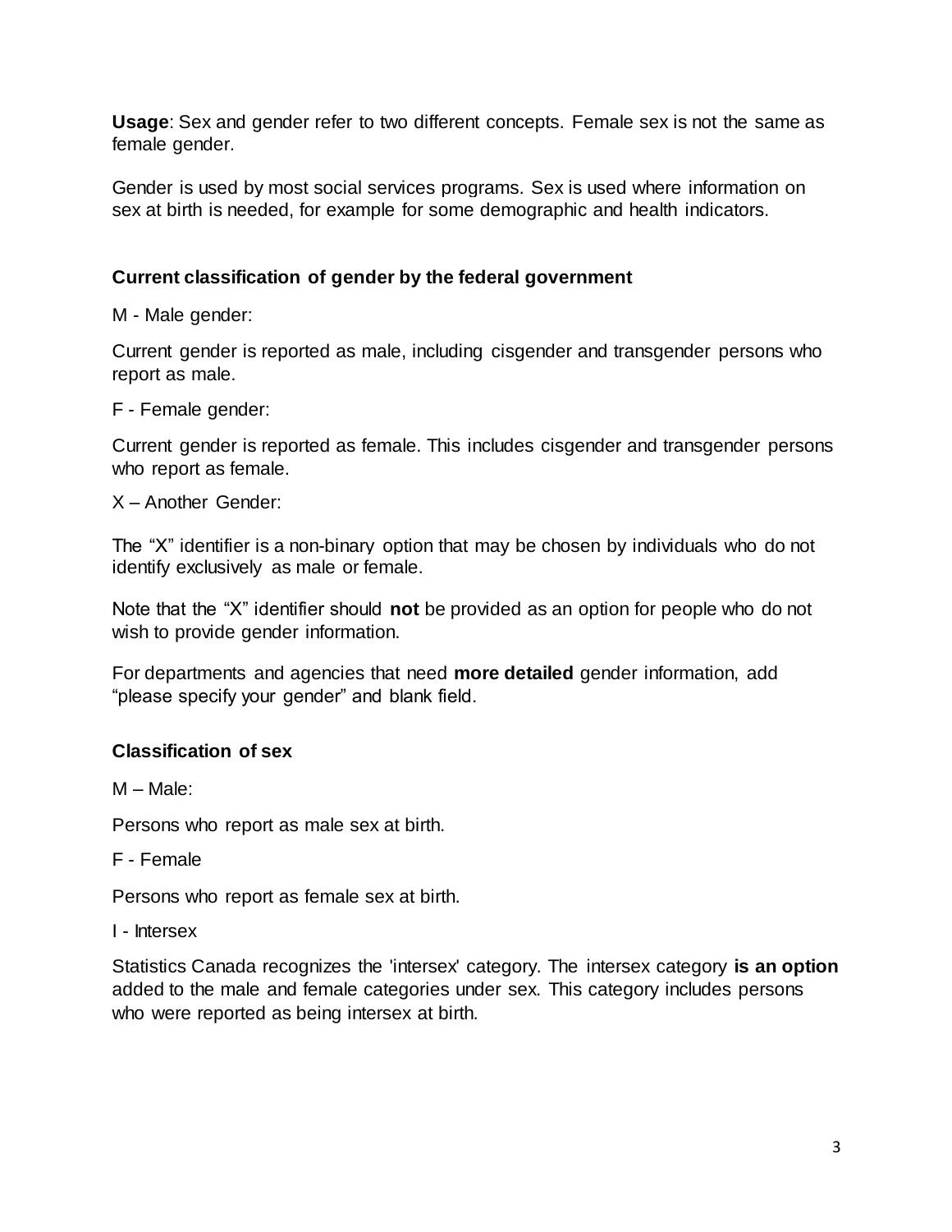**Usage**: Sex and gender refer to two different concepts. Female sex is not the same as female gender.

Gender is used by most social services programs. Sex is used where information on sex at birth is needed, for example for some demographic and health indicators.

**Current classification of gender by the federal government**

M - Male gender:

Current gender is reported as male, including cisgender and transgender persons who report as male.

F - Female gender:

Current gender is reported as female. This includes cisgender and transgender persons who report as female.

X – Another Gender:

The “X” identifier is a non-binary option that may be chosen by individuals who do not identify exclusively as male or female.

Note that the “X” identifier should **not** be provided as an option for people who do not wish to provide gender information.

For departments and agencies that need **more detailed** gender information, add “please specify your gender” and blank field.

**Classification of sex**

M – Male:

Persons who report as male sex at birth.

F - Female

Persons who report as female sex at birth.

I - Intersex

Statistics Canada recognizes the 'intersex' category. The intersex category **is an option** added to the male and female categories under sex. This category includes persons who were reported as being intersex at birth.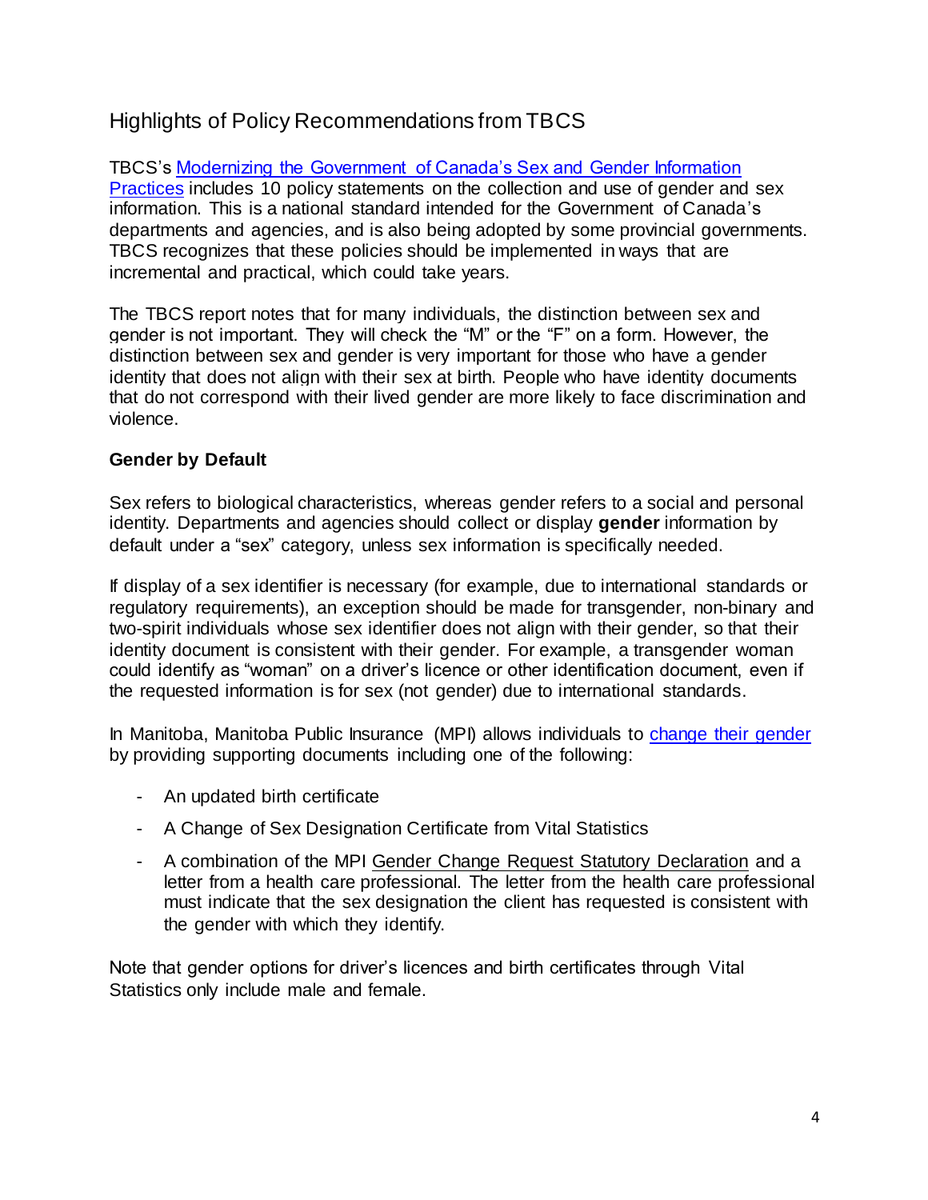## Highlights of Policy Recommendations from TBCS

TBCS's [Modernizing the Government of Canada's Sex and Gender Information Practices] includes 10 policy statements on the collection and use of gender and sex information. This is a national standard intended for the Government of Canada's departments and agencies, and is also being adopted by some provincial governments. TBCS recognizes that these policies should be implemented in ways that are incremental and practical, which could take years.

The TBCS report notes that for many individuals, the distinction between sex and gender is not important. They will check the "M" or the "F" on a form. However, the distinction between sex and gender is very important for those who have a gender identity that does not align with their sex at birth. People who have identity documents that do not correspond with their lived gender are more likely to face discrimination and violence.

### Gender by Default

Sex refers to biological characteristics, whereas gender refers to a social and personal identity. Departments and agencies should collect or display **gender** information by default under a "sex" category, unless sex information is specifically needed.

If display of a sex identifier is necessary (for example, due to international standards or regulatory requirements), an exception should be made for transgender, non-binary and two-spirit individuals whose sex identifier does not align with their gender, so that their identity document is consistent with their gender. For example, a transgender woman could identify as "woman" on a driver's licence or other identification document, even if the requested information is for sex (not gender) due to international standards.

In Manitoba, Manitoba Public Insurance (MPI) allows individuals to [change their gender] by providing supporting documents including one of the following:

- An updated birth certificate
- A Change of Sex Designation Certificate from Vital Statistics
- A combination of the MPI Gender Change Request Statutory Declaration and a letter from a health care professional. The letter from the health care professional must indicate that the sex designation the client has requested is consistent with the gender with which they identify.

Note that gender options for driver's licences and birth certificates through Vital Statistics only include male and female.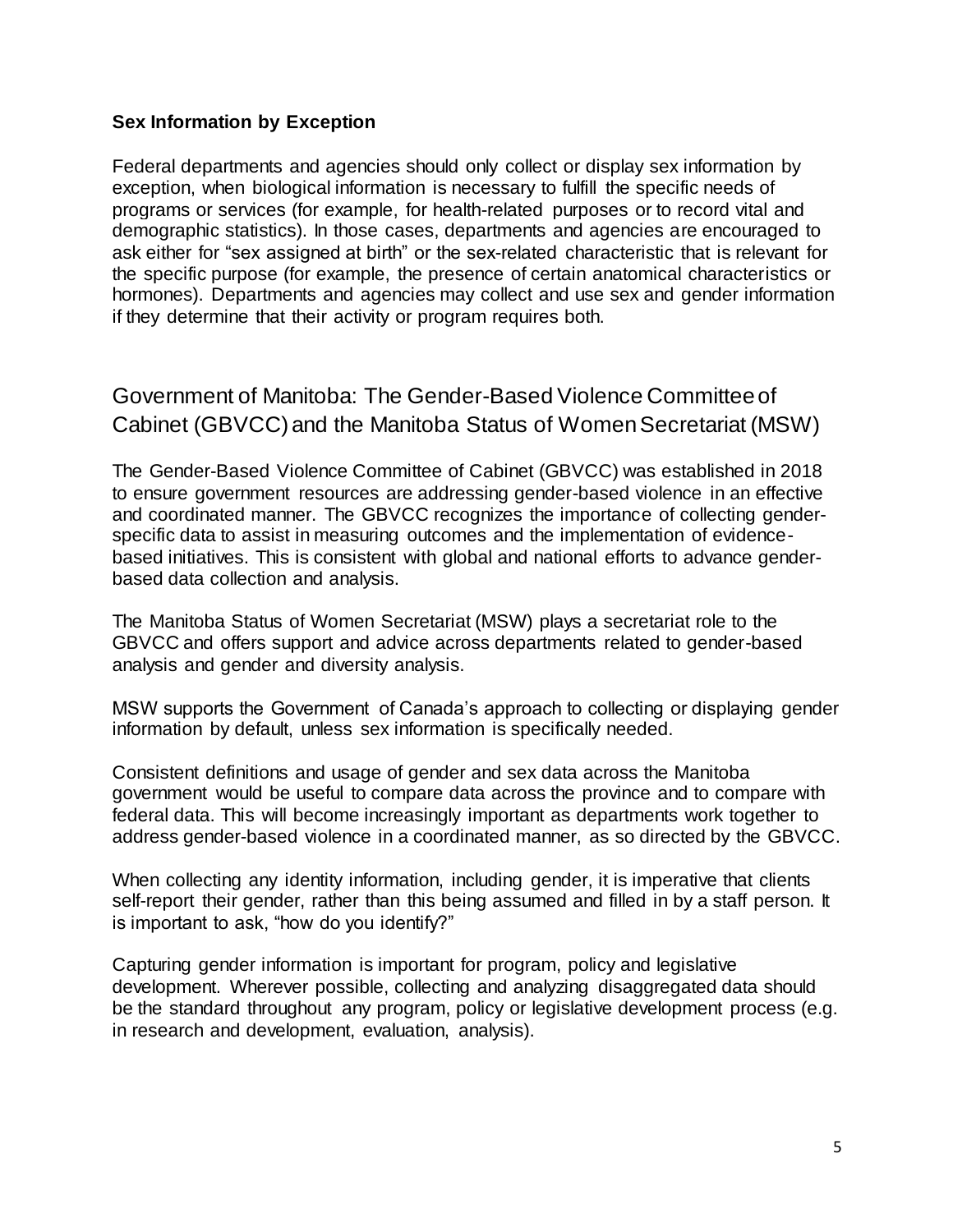### Sex Information by Exception

Federal departments and agencies should only collect or display sex information by exception, when biological information is necessary to fulfill the specific needs of programs or services (for example, for health-related purposes or to record vital and demographic statistics). In those cases, departments and agencies are encouraged to ask either for "sex assigned at birth" or the sex-related characteristic that is relevant for the specific purpose (for example, the presence of certain anatomical characteristics or hormones). Departments and agencies may collect and use sex and gender information if they determine that their activity or program requires both.

## Government of Manitoba: The Gender-Based Violence Committee of Cabinet (GBVCC) and the Manitoba Status of Women Secretariat (MSW)

The Gender-Based Violence Committee of Cabinet (GBVCC) was established in 2018 to ensure government resources are addressing gender-based violence in an effective and coordinated manner. The GBVCC recognizes the importance of collecting gender-specific data to assist in measuring outcomes and the implementation of evidence-based initiatives. This is consistent with global and national efforts to advance gender-based data collection and analysis.

The Manitoba Status of Women Secretariat (MSW) plays a secretariat role to the GBVCC and offers support and advice across departments related to gender-based analysis and gender and diversity analysis.

MSW supports the Government of Canada's approach to collecting or displaying gender information by default, unless sex information is specifically needed.

Consistent definitions and usage of gender and sex data across the Manitoba government would be useful to compare data across the province and to compare with federal data. This will become increasingly important as departments work together to address gender-based violence in a coordinated manner, as so directed by the GBVCC.

When collecting any identity information, including gender, it is imperative that clients self-report their gender, rather than this being assumed and filled in by a staff person. It is important to ask, "how do you identify?"

Capturing gender information is important for program, policy and legislative development. Wherever possible, collecting and analyzing disaggregated data should be the standard throughout any program, policy or legislative development process (e.g. in research and development, evaluation, analysis).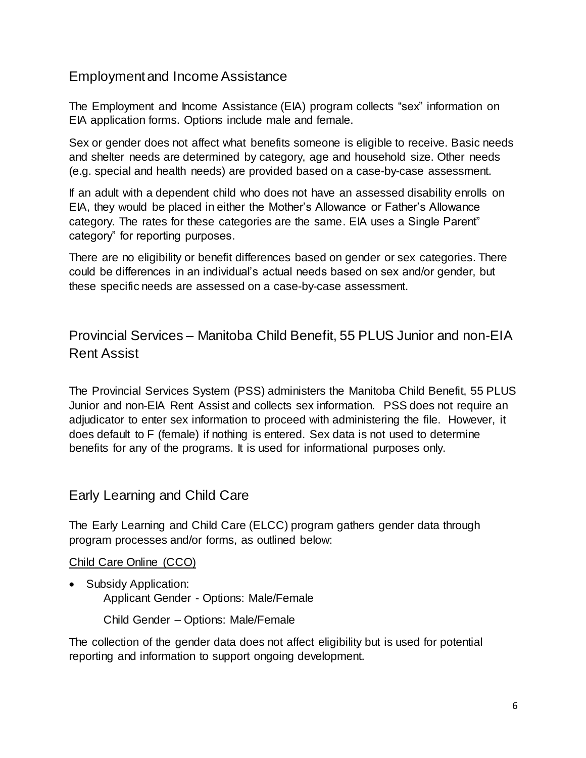## Employment and Income Assistance

The Employment and Income Assistance (EIA) program collects "sex" information on EIA application forms. Options include male and female.

Sex or gender does not affect what benefits someone is eligible to receive. Basic needs and shelter needs are determined by category, age and household size. Other needs (e.g. special and health needs) are provided based on a case-by-case assessment.

If an adult with a dependent child who does not have an assessed disability enrolls on EIA, they would be placed in either the Mother's Allowance or Father's Allowance category. The rates for these categories are the same. EIA uses a Single Parent" category" for reporting purposes.

There are no eligibility or benefit differences based on gender or sex categories. There could be differences in an individual's actual needs based on sex and/or gender, but these specific needs are assessed on a case-by-case assessment.

## Provincial Services – Manitoba Child Benefit, 55 PLUS Junior and non-EIA Rent Assist

The Provincial Services System (PSS) administers the Manitoba Child Benefit, 55 PLUS Junior and non-EIA Rent Assist and collects sex information. PSS does not require an adjudicator to enter sex information to proceed with administering the file. However, it does default to F (female) if nothing is entered. Sex data is not used to determine benefits for any of the programs. It is used for informational purposes only.

## Early Learning and Child Care

The Early Learning and Child Care (ELCC) program gathers gender data through program processes and/or forms, as outlined below:

<u>Child Care Online (CCO)</u>

- Subsidy Application:
  - Applicant Gender - Options: Male/Female
  - Child Gender – Options: Male/Female

The collection of the gender data does not affect eligibility but is used for potential reporting and information to support ongoing development.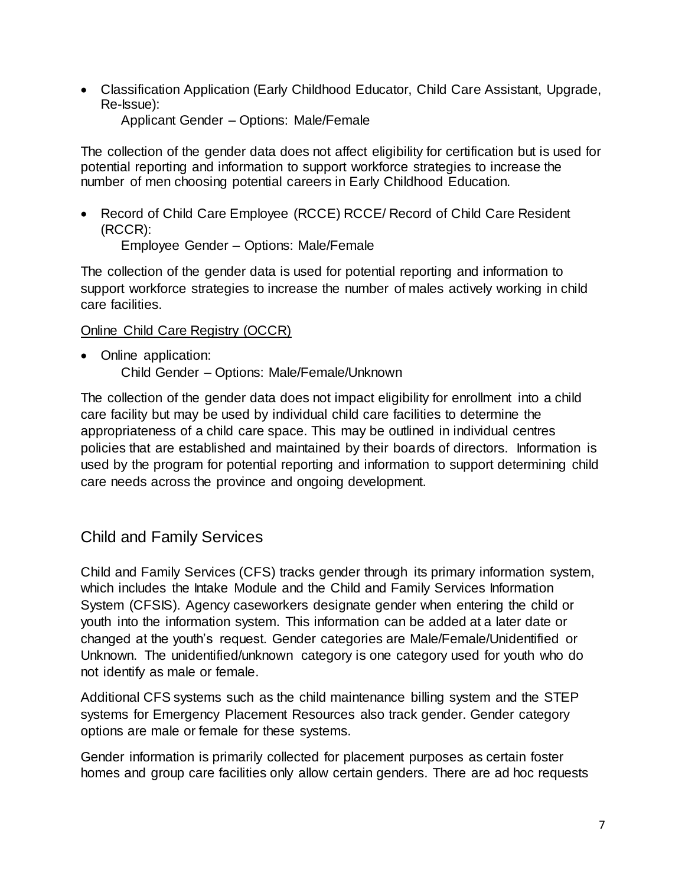- Classification Application (Early Childhood Educator, Child Care Assistant, Upgrade, Re-Issue):
  Applicant Gender – Options: Male/Female

The collection of the gender data does not affect eligibility for certification but is used for potential reporting and information to support workforce strategies to increase the number of men choosing potential careers in Early Childhood Education.

- Record of Child Care Employee (RCCE) RCCE/ Record of Child Care Resident (RCCR):
  Employee Gender – Options: Male/Female

The collection of the gender data is used for potential reporting and information to support workforce strategies to increase the number of males actively working in child care facilities.

Online Child Care Registry (OCCR)

- Online application:
  Child Gender – Options: Male/Female/Unknown

The collection of the gender data does not impact eligibility for enrollment into a child care facility but may be used by individual child care facilities to determine the appropriateness of a child care space. This may be outlined in individual centres policies that are established and maintained by their boards of directors. Information is used by the program for potential reporting and information to support determining child care needs across the province and ongoing development.

## Child and Family Services

Child and Family Services (CFS) tracks gender through its primary information system, which includes the Intake Module and the Child and Family Services Information System (CFSIS). Agency caseworkers designate gender when entering the child or youth into the information system. This information can be added at a later date or changed at the youth's request. Gender categories are Male/Female/Unidentified or Unknown. The unidentified/unknown category is one category used for youth who do not identify as male or female.

Additional CFS systems such as the child maintenance billing system and the STEP systems for Emergency Placement Resources also track gender. Gender category options are male or female for these systems.

Gender information is primarily collected for placement purposes as certain foster homes and group care facilities only allow certain genders. There are ad hoc requests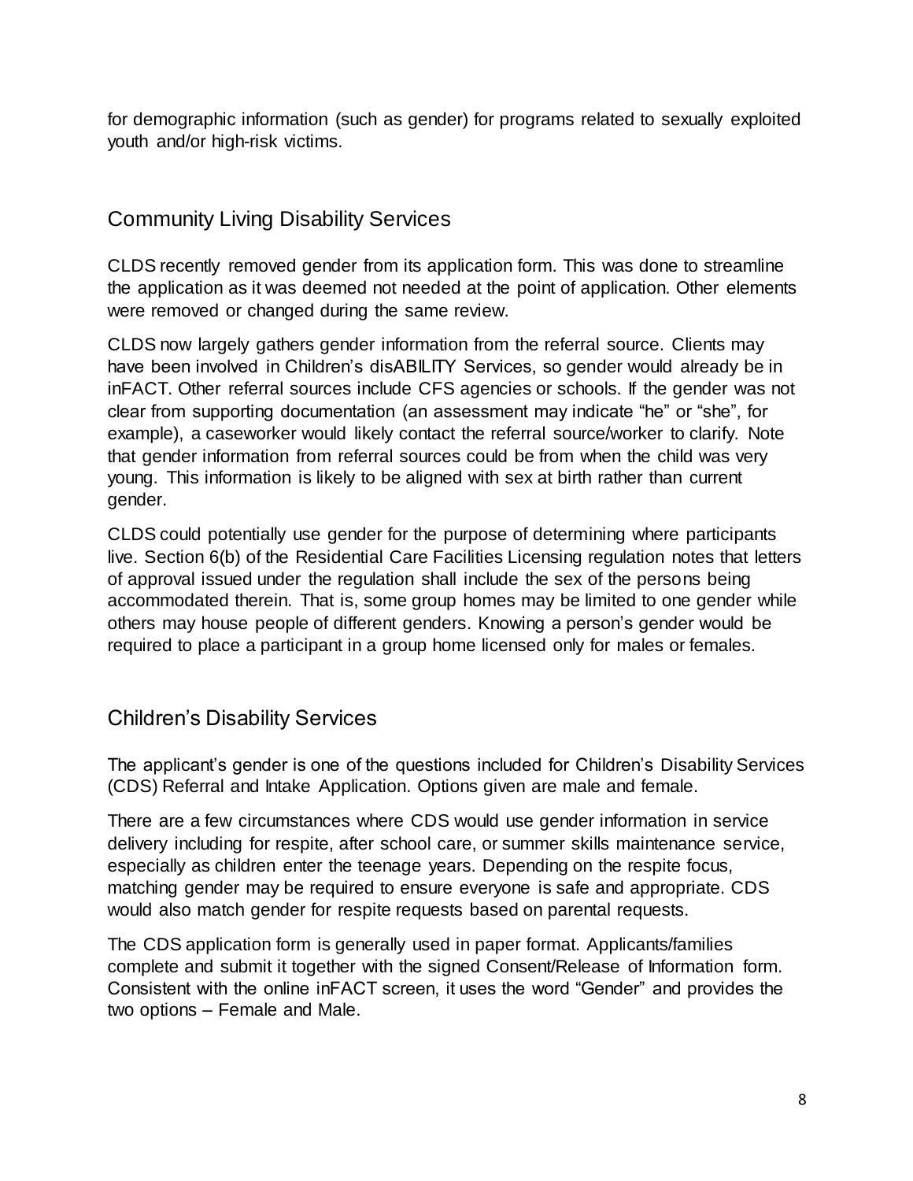for demographic information (such as gender) for programs related to sexually exploited youth and/or high-risk victims.

## Community Living Disability Services

CLDS recently removed gender from its application form. This was done to streamline the application as it was deemed not needed at the point of application. Other elements were removed or changed during the same review.

CLDS now largely gathers gender information from the referral source. Clients may have been involved in Children's disABILITY Services, so gender would already be in inFACT. Other referral sources include CFS agencies or schools. If the gender was not clear from supporting documentation (an assessment may indicate "he" or "she", for example), a caseworker would likely contact the referral source/worker to clarify. Note that gender information from referral sources could be from when the child was very young. This information is likely to be aligned with sex at birth rather than current gender.

CLDS could potentially use gender for the purpose of determining where participants live. Section 6(b) of the Residential Care Facilities Licensing regulation notes that letters of approval issued under the regulation shall include the sex of the persons being accommodated therein. That is, some group homes may be limited to one gender while others may house people of different genders. Knowing a person's gender would be required to place a participant in a group home licensed only for males or females.

## Children's Disability Services

The applicant's gender is one of the questions included for Children's Disability Services (CDS) Referral and Intake Application. Options given are male and female.

There are a few circumstances where CDS would use gender information in service delivery including for respite, after school care, or summer skills maintenance service, especially as children enter the teenage years. Depending on the respite focus, matching gender may be required to ensure everyone is safe and appropriate. CDS would also match gender for respite requests based on parental requests.

The CDS application form is generally used in paper format. Applicants/families complete and submit it together with the signed Consent/Release of Information form. Consistent with the online inFACT screen, it uses the word "Gender" and provides the two options – Female and Male.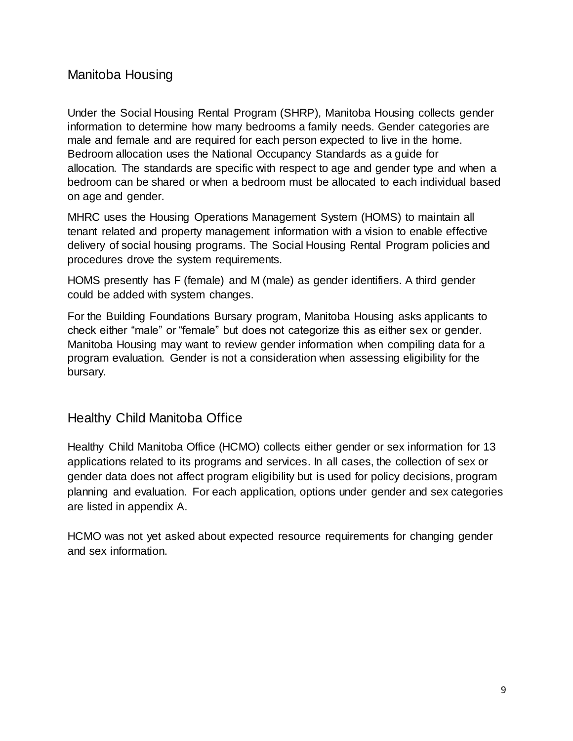## Manitoba Housing

Under the Social Housing Rental Program (SHRP), Manitoba Housing collects gender information to determine how many bedrooms a family needs. Gender categories are male and female and are required for each person expected to live in the home. Bedroom allocation uses the National Occupancy Standards as a guide for allocation. The standards are specific with respect to age and gender type and when a bedroom can be shared or when a bedroom must be allocated to each individual based on age and gender.

MHRC uses the Housing Operations Management System (HOMS) to maintain all tenant related and property management information with a vision to enable effective delivery of social housing programs. The Social Housing Rental Program policies and procedures drove the system requirements.

HOMS presently has F (female) and M (male) as gender identifiers. A third gender could be added with system changes.

For the Building Foundations Bursary program, Manitoba Housing asks applicants to check either "male" or "female" but does not categorize this as either sex or gender. Manitoba Housing may want to review gender information when compiling data for a program evaluation. Gender is not a consideration when assessing eligibility for the bursary.

## Healthy Child Manitoba Office

Healthy Child Manitoba Office (HCMO) collects either gender or sex information for 13 applications related to its programs and services. In all cases, the collection of sex or gender data does not affect program eligibility but is used for policy decisions, program planning and evaluation. For each application, options under gender and sex categories are listed in appendix A.

HCMO was not yet asked about expected resource requirements for changing gender and sex information.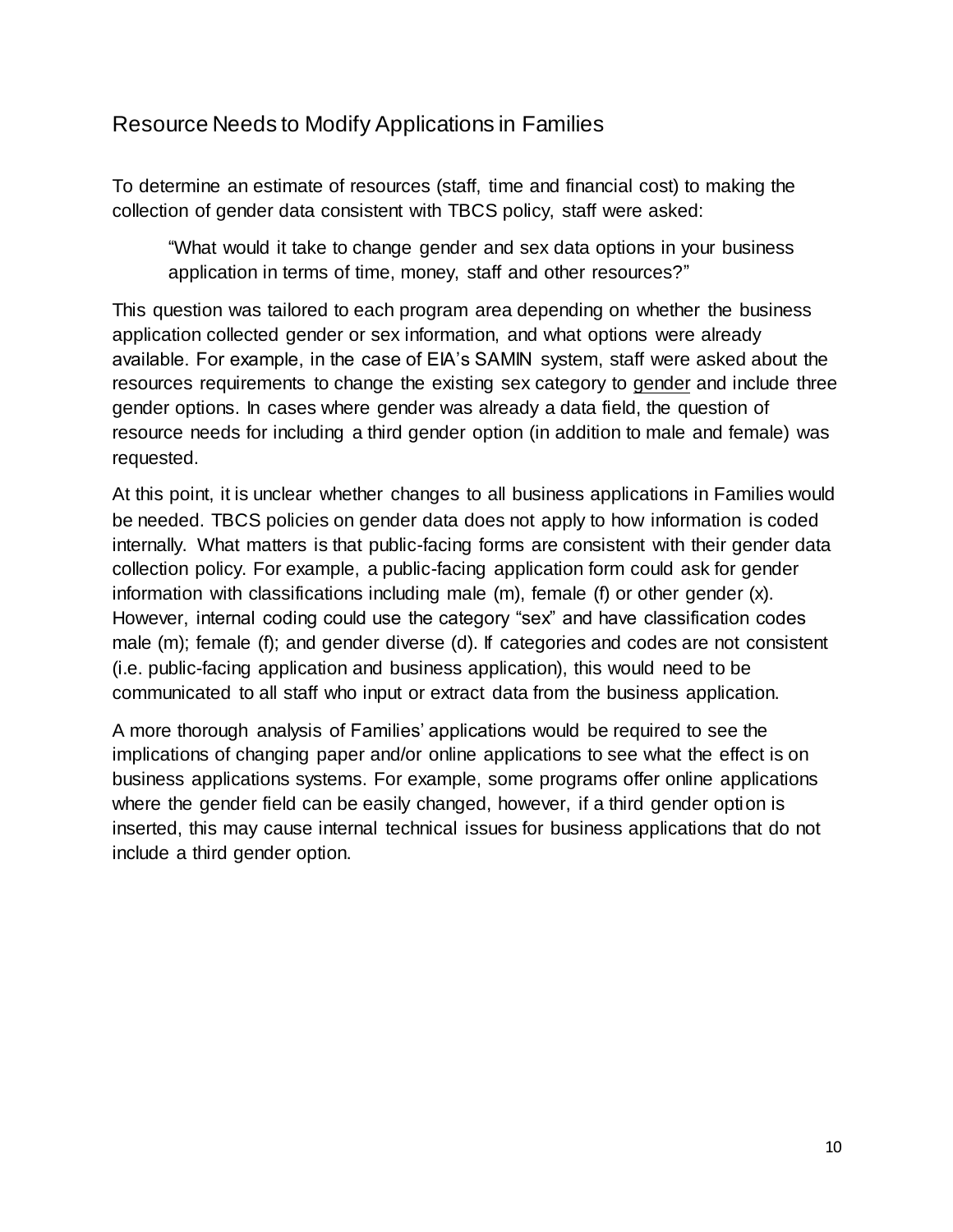## Resource Needs to Modify Applications in Families

To determine an estimate of resources (staff, time and financial cost) to making the collection of gender data consistent with TBCS policy, staff were asked:

> "What would it take to change gender and sex data options in your business application in terms of time, money, staff and other resources?"

This question was tailored to each program area depending on whether the business application collected gender or sex information, and what options were already available. For example, in the case of EIA's SAMIN system, staff were asked about the resources requirements to change the existing sex category to <u>gender</u> and include three gender options. In cases where gender was already a data field, the question of resource needs for including a third gender option (in addition to male and female) was requested.

At this point, it is unclear whether changes to all business applications in Families would be needed. TBCS policies on gender data does not apply to how information is coded internally. What matters is that public-facing forms are consistent with their gender data collection policy. For example, a public-facing application form could ask for gender information with classifications including male (m), female (f) or other gender (x). However, internal coding could use the category "sex" and have classification codes male (m); female (f); and gender diverse (d). If categories and codes are not consistent (i.e. public-facing application and business application), this would need to be communicated to all staff who input or extract data from the business application.

A more thorough analysis of Families' applications would be required to see the implications of changing paper and/or online applications to see what the effect is on business applications systems. For example, some programs offer online applications where the gender field can be easily changed, however, if a third gender option is inserted, this may cause internal technical issues for business applications that do not include a third gender option.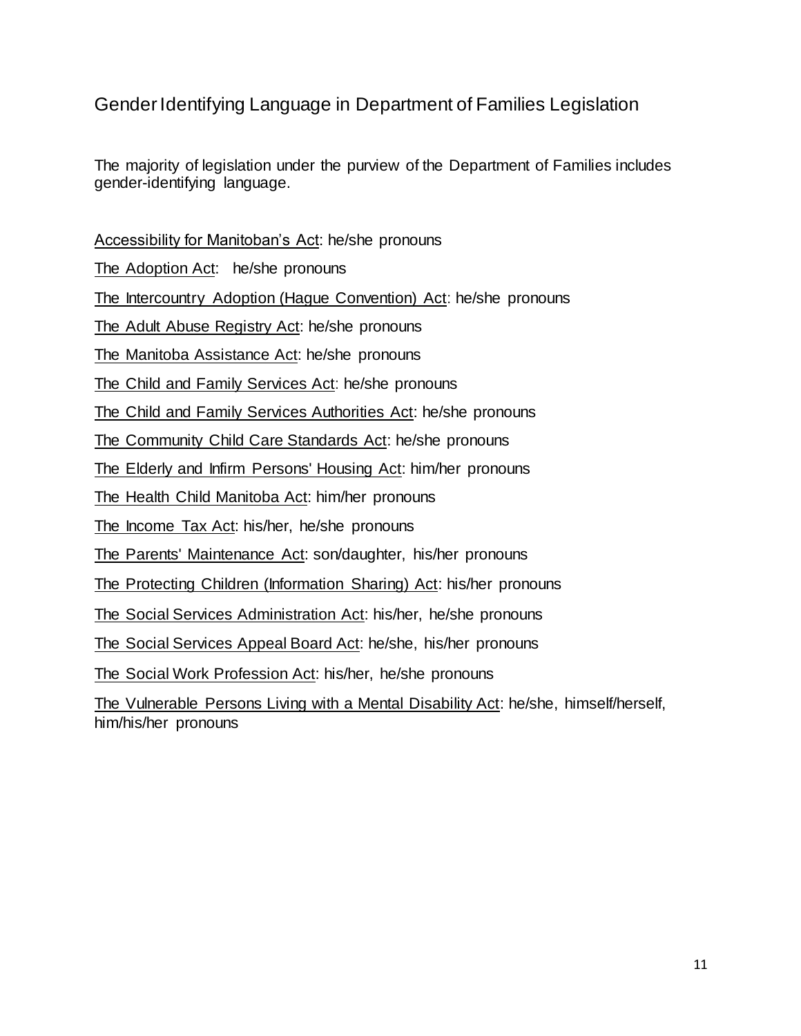## Gender Identifying Language in Department of Families Legislation

The majority of legislation under the purview of the Department of Families includes gender-identifying language.

Accessibility for Manitoban's Act: he/she pronouns

The Adoption Act: he/she pronouns

The Intercountry Adoption (Hague Convention) Act: he/she pronouns

The Adult Abuse Registry Act: he/she pronouns

The Manitoba Assistance Act: he/she pronouns

The Child and Family Services Act: he/she pronouns

The Child and Family Services Authorities Act: he/she pronouns

The Community Child Care Standards Act: he/she pronouns

The Elderly and Infirm Persons' Housing Act: him/her pronouns

The Health Child Manitoba Act: him/her pronouns

The Income Tax Act: his/her, he/she pronouns

The Parents' Maintenance Act: son/daughter, his/her pronouns

The Protecting Children (Information Sharing) Act: his/her pronouns

The Social Services Administration Act: his/her, he/she pronouns

The Social Services Appeal Board Act: he/she, his/her pronouns

The Social Work Profession Act: his/her, he/she pronouns

The Vulnerable Persons Living with a Mental Disability Act: he/she, himself/herself, him/his/her pronouns